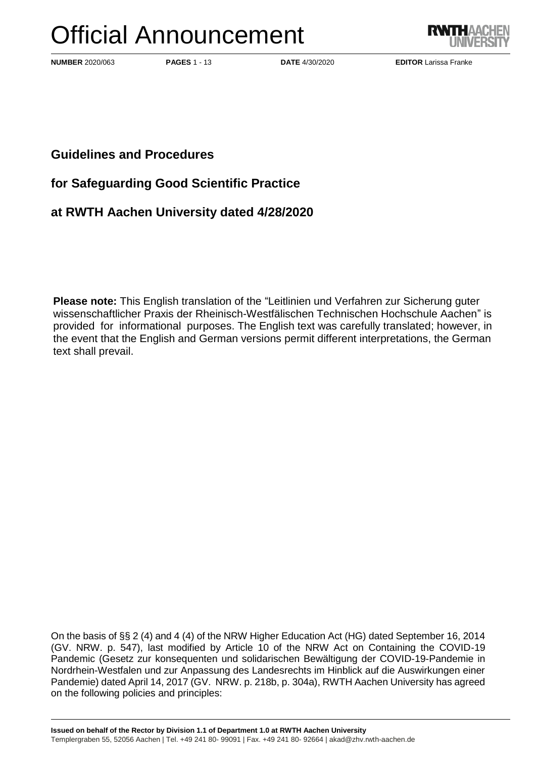# Official Announcement

**NUMBER** 2020/063 **PAGES** 1 - 13 **DATE** 4/30/2020 **EDITOR** Larissa Franke

## Guidelines and Procedures

## for Safeguarding Good Scientific Practice

## at RWTH Aachen University dated 4/28/2020

**Please note:** This English translation of the "Leitlinien und Verfahren zur Sicherung guter wissenschaftlicher Praxis der Rheinisch-Westfälischen Technischen Hochschule Aachen" is provided for informational purposes. The English text was carefully translated; however, in the event that the English and German versions permit different interpretations, the German text shall prevail.

On the basis of §§ 2 (4) and 4 (4) of the NRW Higher Education Act (HG) dated September 16, 2014 (GV. NRW. p. 547), last modified by Article 10 of the NRW Act on Containing the COVID-19 Pandemic (Gesetz zur konsequenten und solidarischen Bewältigung der COVID-19-Pandemie in Nordrhein-Westfalen und zur Anpassung des Landesrechts im Hinblick auf die Auswirkungen einer Pandemie) dated April 14, 2017 (GV. NRW. p. 218b, p. 304a), RWTH Aachen University has agreed on the following policies and principles:

**Issued on behalf of the Rector by Division 1.1 of Department 1.0 at RWTH Aachen University**
Templergraben 55, 52056 Aachen | Tel. +49 241 80- 99091 | Fax. +49 241 80- 92664 | akad@zhv.rwth-aachen.de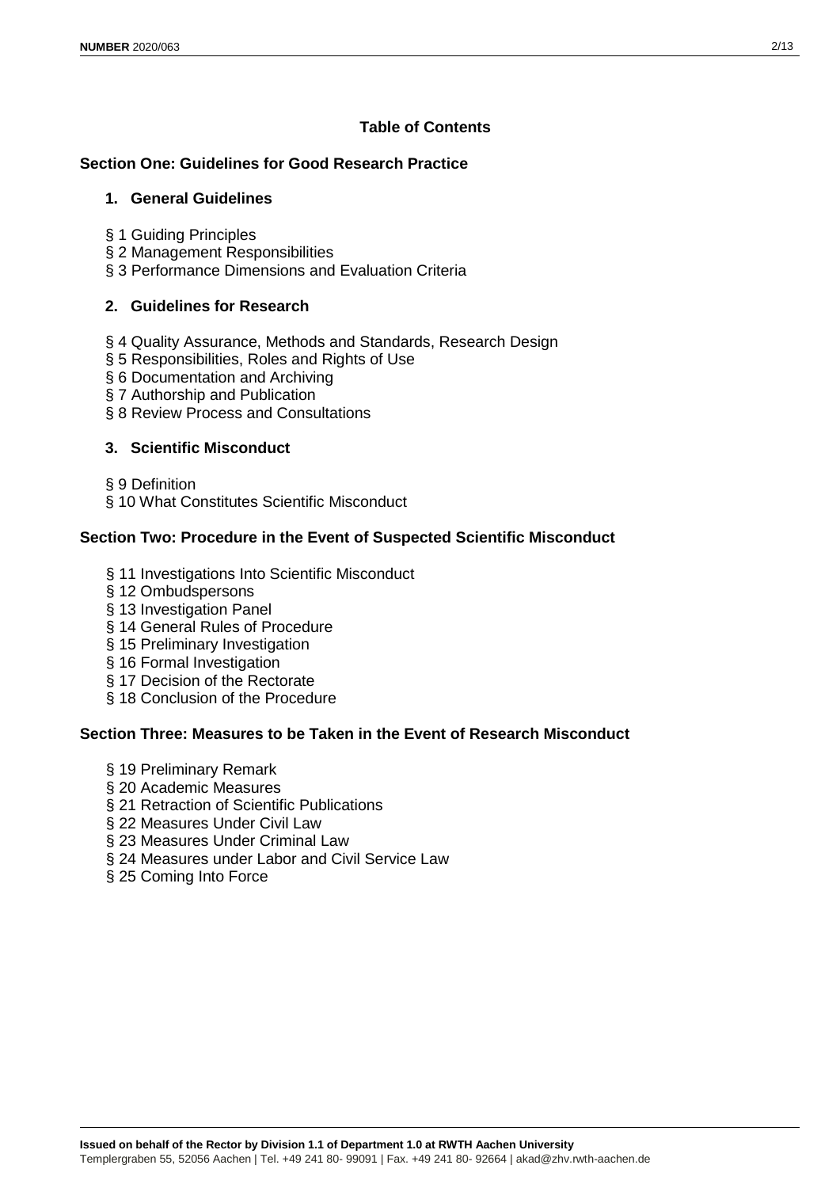## Table of Contents

### Section One: Guidelines for Good Research Practice

#### 1. General Guidelines

§ 1 Guiding Principles
§ 2 Management Responsibilities
§ 3 Performance Dimensions and Evaluation Criteria

#### 2. Guidelines for Research

§ 4 Quality Assurance, Methods and Standards, Research Design
§ 5 Responsibilities, Roles and Rights of Use
§ 6 Documentation and Archiving
§ 7 Authorship and Publication
§ 8 Review Process and Consultations

#### 3. Scientific Misconduct

§ 9 Definition
§ 10 What Constitutes Scientific Misconduct

### Section Two: Procedure in the Event of Suspected Scientific Misconduct

§ 11 Investigations Into Scientific Misconduct
§ 12 Ombudspersons
§ 13 Investigation Panel
§ 14 General Rules of Procedure
§ 15 Preliminary Investigation
§ 16 Formal Investigation
§ 17 Decision of the Rectorate
§ 18 Conclusion of the Procedure

### Section Three: Measures to be Taken in the Event of Research Misconduct

§ 19 Preliminary Remark
§ 20 Academic Measures
§ 21 Retraction of Scientific Publications
§ 22 Measures Under Civil Law
§ 23 Measures Under Criminal Law
§ 24 Measures under Labor and Civil Service Law
§ 25 Coming Into Force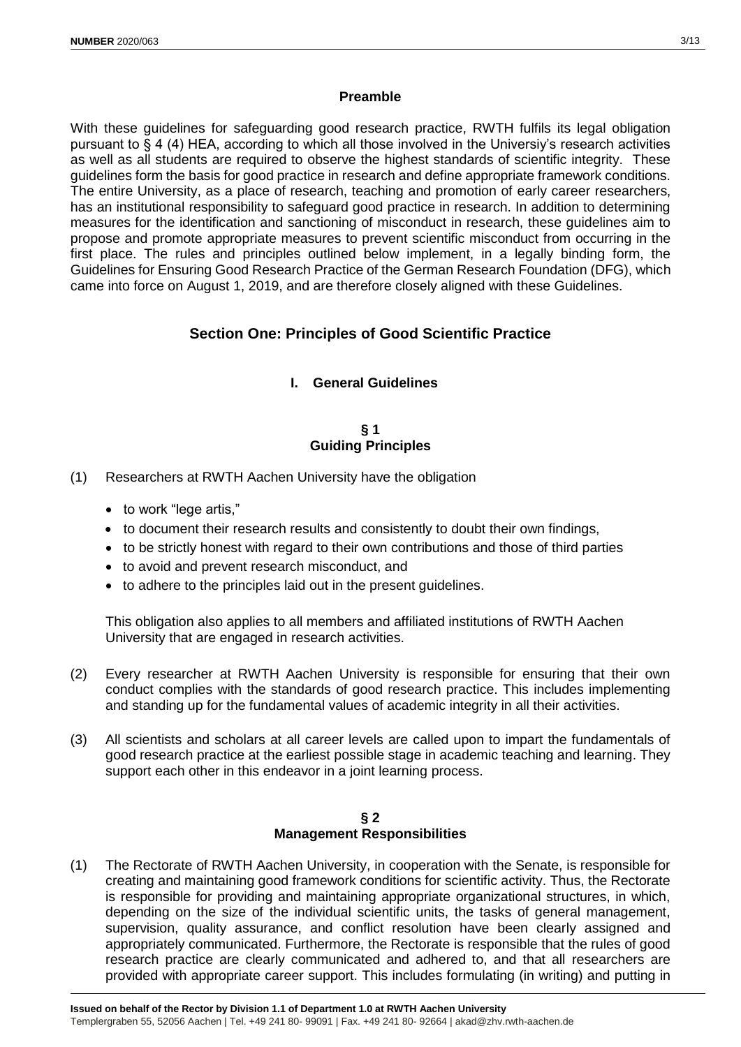## Preamble

With these guidelines for safeguarding good research practice, RWTH fulfils its legal obligation pursuant to § 4 (4) HEA, according to which all those involved in the Universiy's research activities as well as all students are required to observe the highest standards of scientific integrity. These guidelines form the basis for good practice in research and define appropriate framework conditions. The entire University, as a place of research, teaching and promotion of early career researchers, has an institutional responsibility to safeguard good practice in research. In addition to determining measures for the identification and sanctioning of misconduct in research, these guidelines aim to propose and promote appropriate measures to prevent scientific misconduct from occurring in the first place. The rules and principles outlined below implement, in a legally binding form, the Guidelines for Ensuring Good Research Practice of the German Research Foundation (DFG), which came into force on August 1, 2019, and are therefore closely aligned with these Guidelines.

# Section One: Principles of Good Scientific Practice

## I. General Guidelines

### § 1
### Guiding Principles

(1) Researchers at RWTH Aachen University have the obligation

- to work "lege artis,"
- to document their research results and consistently to doubt their own findings,
- to be strictly honest with regard to their own contributions and those of third parties
- to avoid and prevent research misconduct, and
- to adhere to the principles laid out in the present guidelines.

This obligation also applies to all members and affiliated institutions of RWTH Aachen University that are engaged in research activities.

(2) Every researcher at RWTH Aachen University is responsible for ensuring that their own conduct complies with the standards of good research practice. This includes implementing and standing up for the fundamental values of academic integrity in all their activities.

(3) All scientists and scholars at all career levels are called upon to impart the fundamentals of good research practice at the earliest possible stage in academic teaching and learning. They support each other in this endeavor in a joint learning process.

### § 2
### Management Responsibilities

(1) The Rectorate of RWTH Aachen University, in cooperation with the Senate, is responsible for creating and maintaining good framework conditions for scientific activity. Thus, the Rectorate is responsible for providing and maintaining appropriate organizational structures, in which, depending on the size of the individual scientific units, the tasks of general management, supervision, quality assurance, and conflict resolution have been clearly assigned and appropriately communicated. Furthermore, the Rectorate is responsible that the rules of good research practice are clearly communicated and adhered to, and that all researchers are provided with appropriate career support. This includes formulating (in writing) and putting in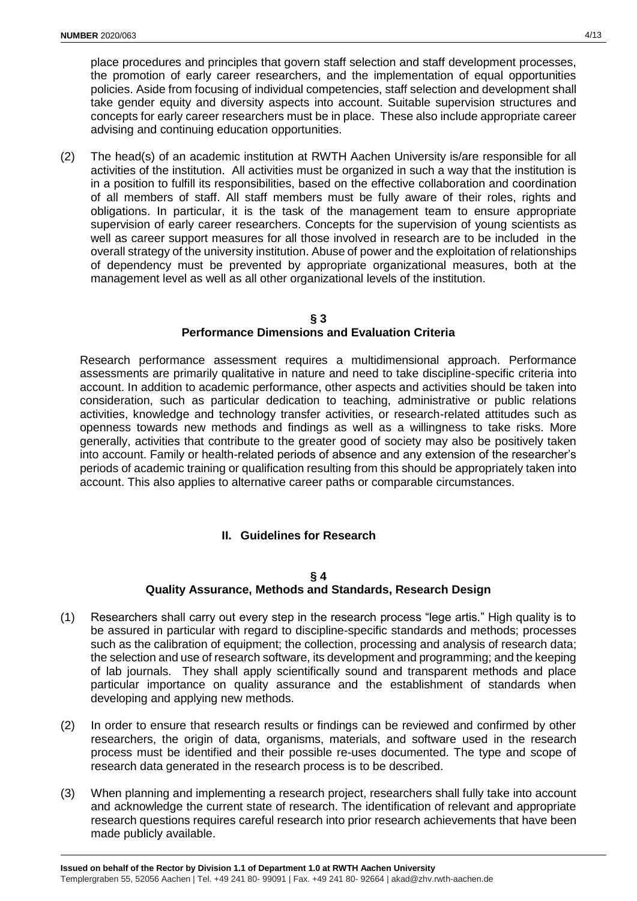place procedures and principles that govern staff selection and staff development processes, the promotion of early career researchers, and the implementation of equal opportunities policies. Aside from focusing of individual competencies, staff selection and development shall take gender equity and diversity aspects into account. Suitable supervision structures and concepts for early career researchers must be in place. These also include appropriate career advising and continuing education opportunities.

(2) The head(s) of an academic institution at RWTH Aachen University is/are responsible for all activities of the institution. All activities must be organized in such a way that the institution is in a position to fulfill its responsibilities, based on the effective collaboration and coordination of all members of staff. All staff members must be fully aware of their roles, rights and obligations. In particular, it is the task of the management team to ensure appropriate supervision of early career researchers. Concepts for the supervision of young scientists as well as career support measures for all those involved in research are to be included in the overall strategy of the university institution. Abuse of power and the exploitation of relationships of dependency must be prevented by appropriate organizational measures, both at the management level as well as all other organizational levels of the institution.

### § 3
### Performance Dimensions and Evaluation Criteria

Research performance assessment requires a multidimensional approach. Performance assessments are primarily qualitative in nature and need to take discipline-specific criteria into account. In addition to academic performance, other aspects and activities should be taken into consideration, such as particular dedication to teaching, administrative or public relations activities, knowledge and technology transfer activities, or research-related attitudes such as openness towards new methods and findings as well as a willingness to take risks. More generally, activities that contribute to the greater good of society may also be positively taken into account. Family or health-related periods of absence and any extension of the researcher's periods of academic training or qualification resulting from this should be appropriately taken into account. This also applies to alternative career paths or comparable circumstances.

## II. Guidelines for Research

### § 4
### Quality Assurance, Methods and Standards, Research Design

(1) Researchers shall carry out every step in the research process "lege artis." High quality is to be assured in particular with regard to discipline-specific standards and methods; processes such as the calibration of equipment; the collection, processing and analysis of research data; the selection and use of research software, its development and programming; and the keeping of lab journals. They shall apply scientifically sound and transparent methods and place particular importance on quality assurance and the establishment of standards when developing and applying new methods.

(2) In order to ensure that research results or findings can be reviewed and confirmed by other researchers, the origin of data, organisms, materials, and software used in the research process must be identified and their possible re-uses documented. The type and scope of research data generated in the research process is to be described.

(3) When planning and implementing a research project, researchers shall fully take into account and acknowledge the current state of research. The identification of relevant and appropriate research questions requires careful research into prior research achievements that have been made publicly available.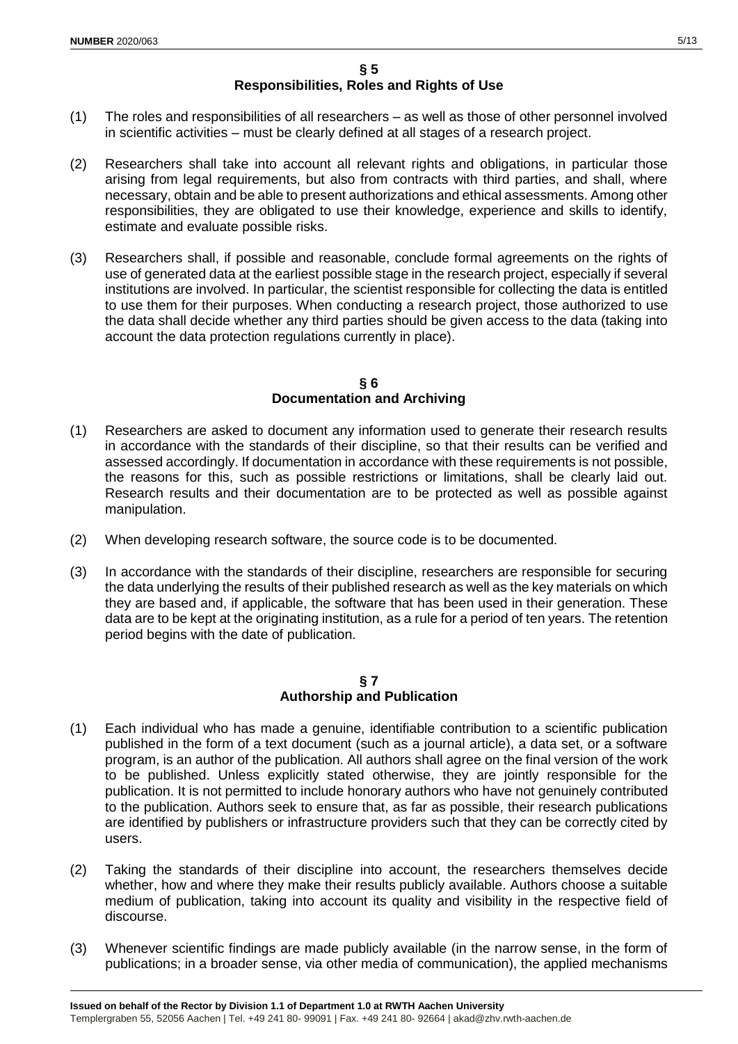## § 5
## Responsibilities, Roles and Rights of Use

(1) The roles and responsibilities of all researchers – as well as those of other personnel involved in scientific activities – must be clearly defined at all stages of a research project.

(2) Researchers shall take into account all relevant rights and obligations, in particular those arising from legal requirements, but also from contracts with third parties, and shall, where necessary, obtain and be able to present authorizations and ethical assessments. Among other responsibilities, they are obligated to use their knowledge, experience and skills to identify, estimate and evaluate possible risks.

(3) Researchers shall, if possible and reasonable, conclude formal agreements on the rights of use of generated data at the earliest possible stage in the research project, especially if several institutions are involved. In particular, the scientist responsible for collecting the data is entitled to use them for their purposes. When conducting a research project, those authorized to use the data shall decide whether any third parties should be given access to the data (taking into account the data protection regulations currently in place).

## § 6
## Documentation and Archiving

(1) Researchers are asked to document any information used to generate their research results in accordance with the standards of their discipline, so that their results can be verified and assessed accordingly. If documentation in accordance with these requirements is not possible, the reasons for this, such as possible restrictions or limitations, shall be clearly laid out. Research results and their documentation are to be protected as well as possible against manipulation.

(2) When developing research software, the source code is to be documented.

(3) In accordance with the standards of their discipline, researchers are responsible for securing the data underlying the results of their published research as well as the key materials on which they are based and, if applicable, the software that has been used in their generation. These data are to be kept at the originating institution, as a rule for a period of ten years. The retention period begins with the date of publication.

## § 7
## Authorship and Publication

(1) Each individual who has made a genuine, identifiable contribution to a scientific publication published in the form of a text document (such as a journal article), a data set, or a software program, is an author of the publication. All authors shall agree on the final version of the work to be published. Unless explicitly stated otherwise, they are jointly responsible for the publication. It is not permitted to include honorary authors who have not genuinely contributed to the publication. Authors seek to ensure that, as far as possible, their research publications are identified by publishers or infrastructure providers such that they can be correctly cited by users.

(2) Taking the standards of their discipline into account, the researchers themselves decide whether, how and where they make their results publicly available. Authors choose a suitable medium of publication, taking into account its quality and visibility in the respective field of discourse.

(3) Whenever scientific findings are made publicly available (in the narrow sense, in the form of publications; in a broader sense, via other media of communication), the applied mechanisms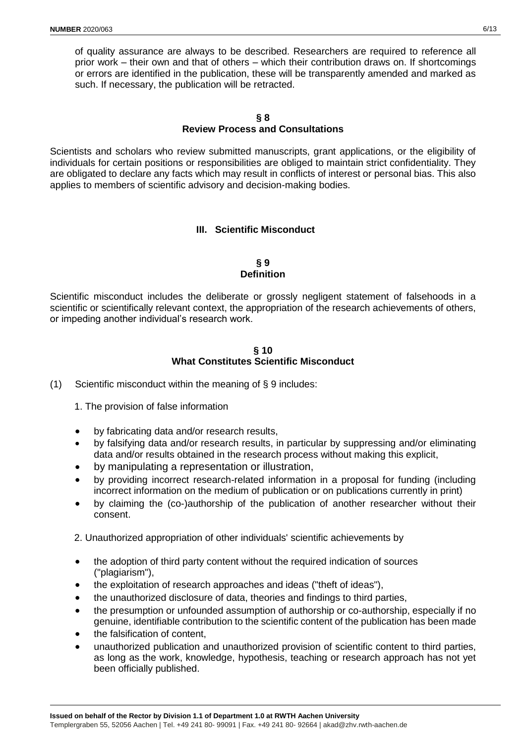of quality assurance are always to be described. Researchers are required to reference all prior work – their own and that of others – which their contribution draws on. If shortcomings or errors are identified in the publication, these will be transparently amended and marked as such. If necessary, the publication will be retracted.

### § 8
### Review Process and Consultations

Scientists and scholars who review submitted manuscripts, grant applications, or the eligibility of individuals for certain positions or responsibilities are obliged to maintain strict confidentiality. They are obligated to declare any facts which may result in conflicts of interest or personal bias. This also applies to members of scientific advisory and decision-making bodies.

## III. Scientific Misconduct

### § 9
### Definition

Scientific misconduct includes the deliberate or grossly negligent statement of falsehoods in a scientific or scientifically relevant context, the appropriation of the research achievements of others, or impeding another individual's research work.

### § 10
### What Constitutes Scientific Misconduct

(1) Scientific misconduct within the meaning of § 9 includes:

1. The provision of false information

- by fabricating data and/or research results,
- by falsifying data and/or research results, in particular by suppressing and/or eliminating data and/or results obtained in the research process without making this explicit,
- by manipulating a representation or illustration,
- by providing incorrect research-related information in a proposal for funding (including incorrect information on the medium of publication or on publications currently in print)
- by claiming the (co-)authorship of the publication of another researcher without their consent.

2. Unauthorized appropriation of other individuals' scientific achievements by

- the adoption of third party content without the required indication of sources ("plagiarism"),
- the exploitation of research approaches and ideas ("theft of ideas"),
- the unauthorized disclosure of data, theories and findings to third parties,
- the presumption or unfounded assumption of authorship or co-authorship, especially if no genuine, identifiable contribution to the scientific content of the publication has been made
- the falsification of content,
- unauthorized publication and unauthorized provision of scientific content to third parties, as long as the work, knowledge, hypothesis, teaching or research approach has not yet been officially published.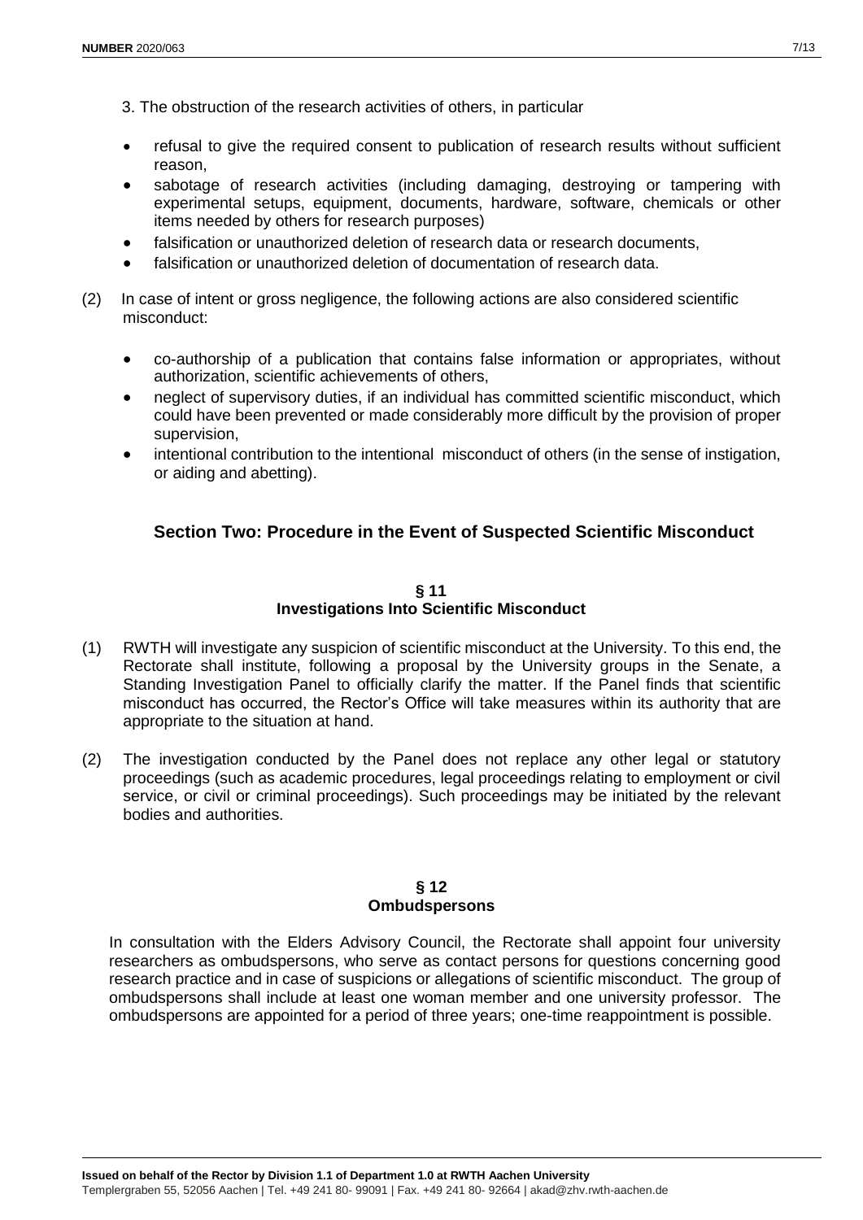3. The obstruction of the research activities of others, in particular

- refusal to give the required consent to publication of research results without sufficient reason,
- sabotage of research activities (including damaging, destroying or tampering with experimental setups, equipment, documents, hardware, software, chemicals or other items needed by others for research purposes)
- falsification or unauthorized deletion of research data or research documents,
- falsification or unauthorized deletion of documentation of research data.

(2) In case of intent or gross negligence, the following actions are also considered scientific misconduct:

- co-authorship of a publication that contains false information or appropriates, without authorization, scientific achievements of others,
- neglect of supervisory duties, if an individual has committed scientific misconduct, which could have been prevented or made considerably more difficult by the provision of proper supervision,
- intentional contribution to the intentional misconduct of others (in the sense of instigation, or aiding and abetting).

## Section Two: Procedure in the Event of Suspected Scientific Misconduct

### § 11
### Investigations Into Scientific Misconduct

(1) RWTH will investigate any suspicion of scientific misconduct at the University. To this end, the Rectorate shall institute, following a proposal by the University groups in the Senate, a Standing Investigation Panel to officially clarify the matter. If the Panel finds that scientific misconduct has occurred, the Rector's Office will take measures within its authority that are appropriate to the situation at hand.

(2) The investigation conducted by the Panel does not replace any other legal or statutory proceedings (such as academic procedures, legal proceedings relating to employment or civil service, or civil or criminal proceedings). Such proceedings may be initiated by the relevant bodies and authorities.

### § 12
### Ombudspersons

In consultation with the Elders Advisory Council, the Rectorate shall appoint four university researchers as ombudspersons, who serve as contact persons for questions concerning good research practice and in case of suspicions or allegations of scientific misconduct. The group of ombudspersons shall include at least one woman member and one university professor. The ombudspersons are appointed for a period of three years; one-time reappointment is possible.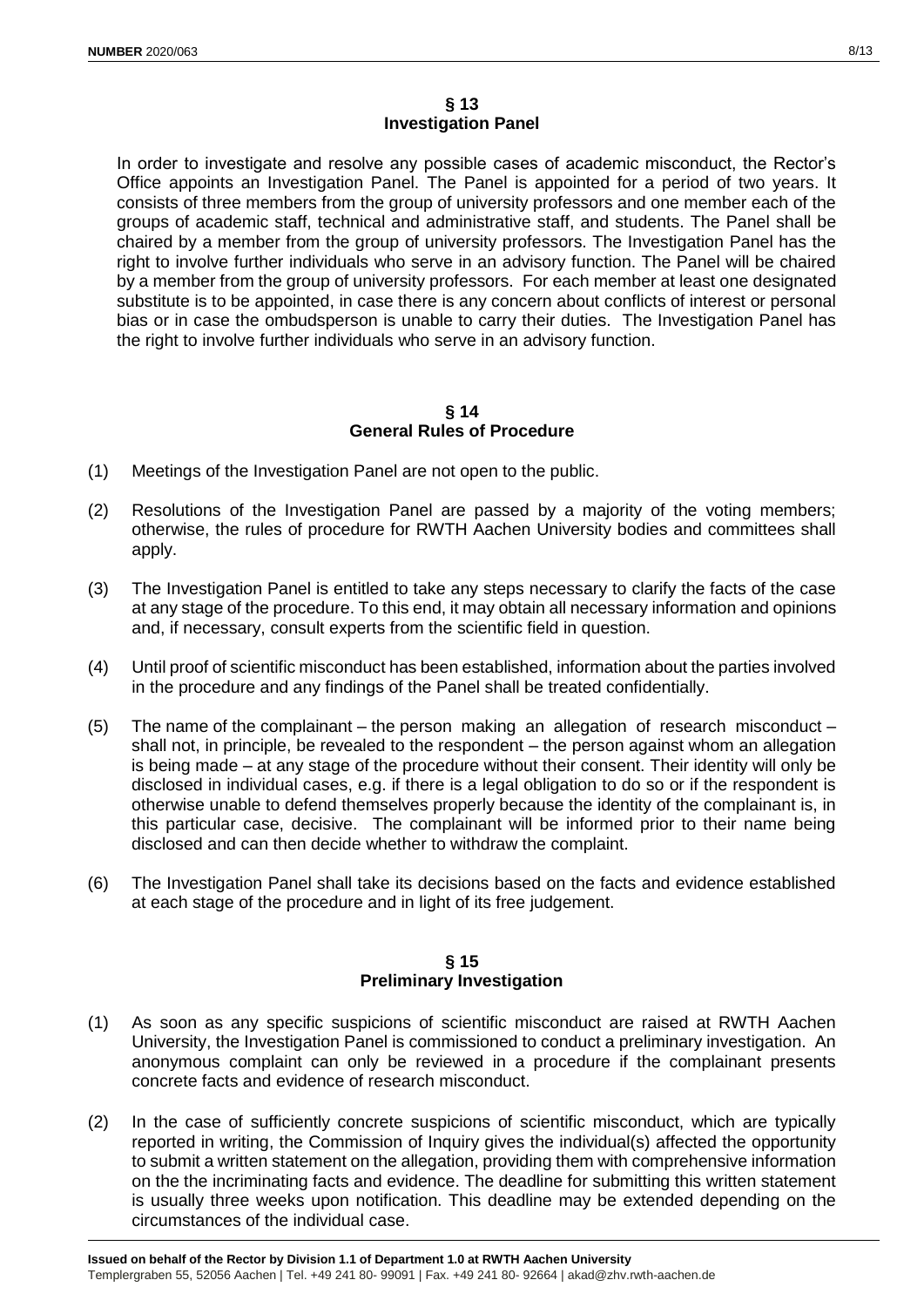## § 13 Investigation Panel

In order to investigate and resolve any possible cases of academic misconduct, the Rector's Office appoints an Investigation Panel. The Panel is appointed for a period of two years. It consists of three members from the group of university professors and one member each of the groups of academic staff, technical and administrative staff, and students. The Panel shall be chaired by a member from the group of university professors. The Investigation Panel has the right to involve further individuals who serve in an advisory function. The Panel will be chaired by a member from the group of university professors. For each member at least one designated substitute is to be appointed, in case there is any concern about conflicts of interest or personal bias or in case the ombudsperson is unable to carry their duties. The Investigation Panel has the right to involve further individuals who serve in an advisory function.

## § 14 General Rules of Procedure

(1) Meetings of the Investigation Panel are not open to the public.

(2) Resolutions of the Investigation Panel are passed by a majority of the voting members; otherwise, the rules of procedure for RWTH Aachen University bodies and committees shall apply.

(3) The Investigation Panel is entitled to take any steps necessary to clarify the facts of the case at any stage of the procedure. To this end, it may obtain all necessary information and opinions and, if necessary, consult experts from the scientific field in question.

(4) Until proof of scientific misconduct has been established, information about the parties involved in the procedure and any findings of the Panel shall be treated confidentially.

(5) The name of the complainant – the person making an allegation of research misconduct – shall not, in principle, be revealed to the respondent – the person against whom an allegation is being made – at any stage of the procedure without their consent. Their identity will only be disclosed in individual cases, e.g. if there is a legal obligation to do so or if the respondent is otherwise unable to defend themselves properly because the identity of the complainant is, in this particular case, decisive. The complainant will be informed prior to their name being disclosed and can then decide whether to withdraw the complaint.

(6) The Investigation Panel shall take its decisions based on the facts and evidence established at each stage of the procedure and in light of its free judgement.

## § 15 Preliminary Investigation

(1) As soon as any specific suspicions of scientific misconduct are raised at RWTH Aachen University, the Investigation Panel is commissioned to conduct a preliminary investigation. An anonymous complaint can only be reviewed in a procedure if the complainant presents concrete facts and evidence of research misconduct.

(2) In the case of sufficiently concrete suspicions of scientific misconduct, which are typically reported in writing, the Commission of Inquiry gives the individual(s) affected the opportunity to submit a written statement on the allegation, providing them with comprehensive information on the the incriminating facts and evidence. The deadline for submitting this written statement is usually three weeks upon notification. This deadline may be extended depending on the circumstances of the individual case.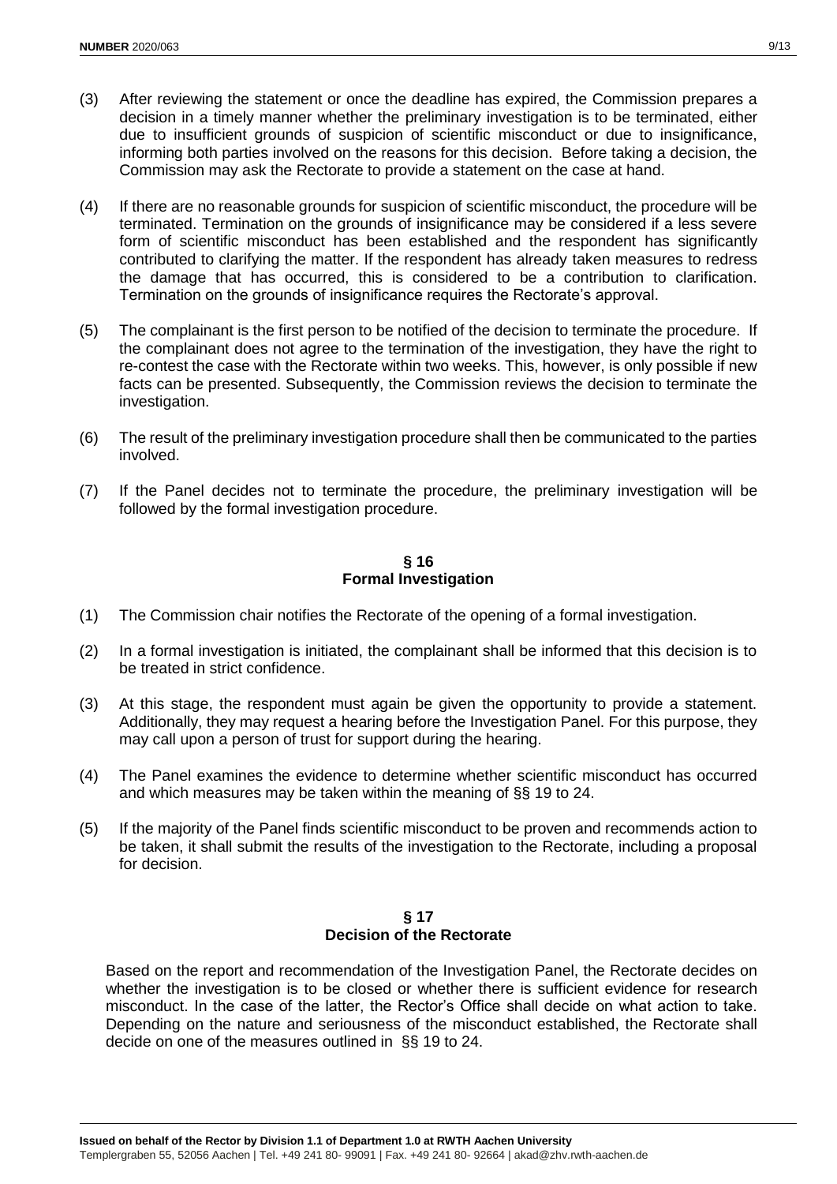(3) After reviewing the statement or once the deadline has expired, the Commission prepares a decision in a timely manner whether the preliminary investigation is to be terminated, either due to insufficient grounds of suspicion of scientific misconduct or due to insignificance, informing both parties involved on the reasons for this decision. Before taking a decision, the Commission may ask the Rectorate to provide a statement on the case at hand.

(4) If there are no reasonable grounds for suspicion of scientific misconduct, the procedure will be terminated. Termination on the grounds of insignificance may be considered if a less severe form of scientific misconduct has been established and the respondent has significantly contributed to clarifying the matter. If the respondent has already taken measures to redress the damage that has occurred, this is considered to be a contribution to clarification. Termination on the grounds of insignificance requires the Rectorate's approval.

(5) The complainant is the first person to be notified of the decision to terminate the procedure. If the complainant does not agree to the termination of the investigation, they have the right to re-contest the case with the Rectorate within two weeks. This, however, is only possible if new facts can be presented. Subsequently, the Commission reviews the decision to terminate the investigation.

(6) The result of the preliminary investigation procedure shall then be communicated to the parties involved.

(7) If the Panel decides not to terminate the procedure, the preliminary investigation will be followed by the formal investigation procedure.

## § 16
## Formal Investigation

(1) The Commission chair notifies the Rectorate of the opening of a formal investigation.

(2) In a formal investigation is initiated, the complainant shall be informed that this decision is to be treated in strict confidence.

(3) At this stage, the respondent must again be given the opportunity to provide a statement. Additionally, they may request a hearing before the Investigation Panel. For this purpose, they may call upon a person of trust for support during the hearing.

(4) The Panel examines the evidence to determine whether scientific misconduct has occurred and which measures may be taken within the meaning of §§ 19 to 24.

(5) If the majority of the Panel finds scientific misconduct to be proven and recommends action to be taken, it shall submit the results of the investigation to the Rectorate, including a proposal for decision.

## § 17
## Decision of the Rectorate

Based on the report and recommendation of the Investigation Panel, the Rectorate decides on whether the investigation is to be closed or whether there is sufficient evidence for research misconduct. In the case of the latter, the Rector's Office shall decide on what action to take. Depending on the nature and seriousness of the misconduct established, the Rectorate shall decide on one of the measures outlined in §§ 19 to 24.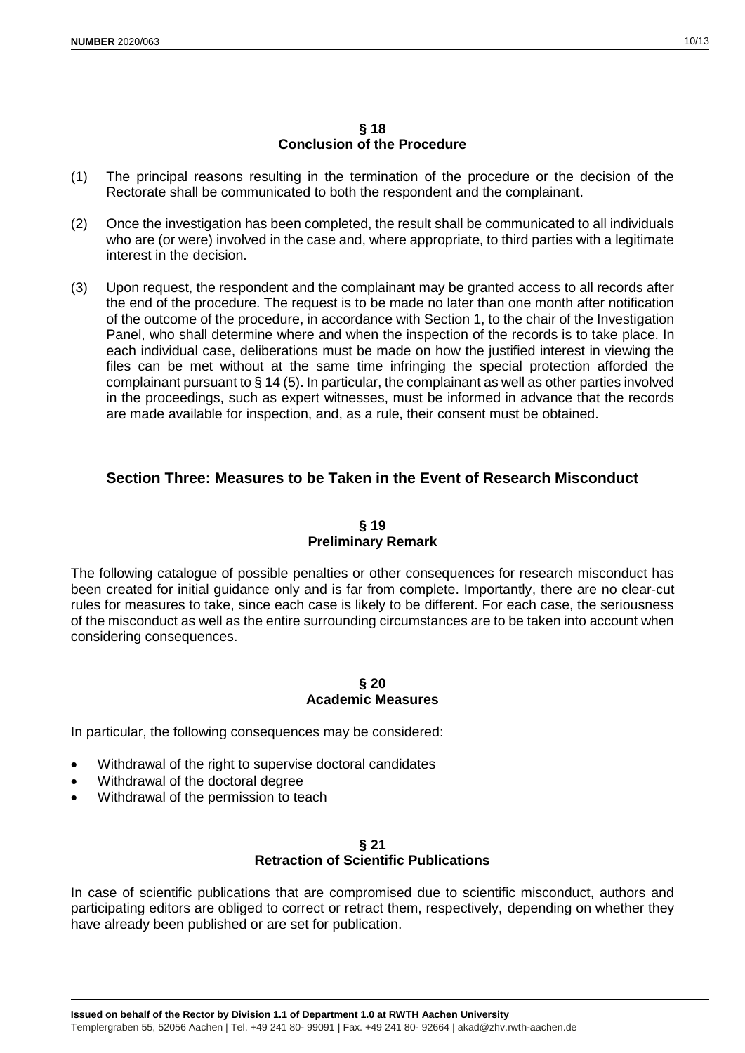## § 18
## Conclusion of the Procedure

(1) The principal reasons resulting in the termination of the procedure or the decision of the Rectorate shall be communicated to both the respondent and the complainant.

(2) Once the investigation has been completed, the result shall be communicated to all individuals who are (or were) involved in the case and, where appropriate, to third parties with a legitimate interest in the decision.

(3) Upon request, the respondent and the complainant may be granted access to all records after the end of the procedure. The request is to be made no later than one month after notification of the outcome of the procedure, in accordance with Section 1, to the chair of the Investigation Panel, who shall determine where and when the inspection of the records is to take place. In each individual case, deliberations must be made on how the justified interest in viewing the files can be met without at the same time infringing the special protection afforded the complainant pursuant to § 14 (5). In particular, the complainant as well as other parties involved in the proceedings, such as expert witnesses, must be informed in advance that the records are made available for inspection, and, as a rule, their consent must be obtained.

# Section Three: Measures to be Taken in the Event of Research Misconduct

## § 19
## Preliminary Remark

The following catalogue of possible penalties or other consequences for research misconduct has been created for initial guidance only and is far from complete. Importantly, there are no clear-cut rules for measures to take, since each case is likely to be different. For each case, the seriousness of the misconduct as well as the entire surrounding circumstances are to be taken into account when considering consequences.

## § 20
## Academic Measures

In particular, the following consequences may be considered:

- Withdrawal of the right to supervise doctoral candidates
- Withdrawal of the doctoral degree
- Withdrawal of the permission to teach

## § 21
## Retraction of Scientific Publications

In case of scientific publications that are compromised due to scientific misconduct, authors and participating editors are obliged to correct or retract them, respectively, depending on whether they have already been published or are set for publication.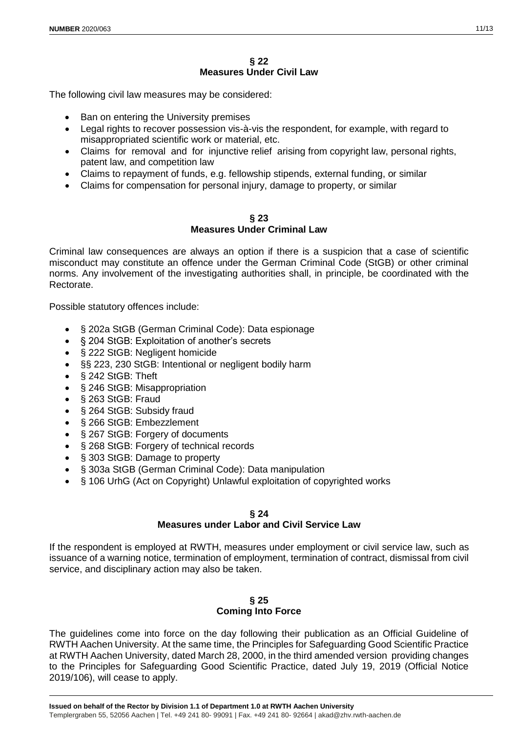## § 22
## Measures Under Civil Law

The following civil law measures may be considered:

- Ban on entering the University premises
- Legal rights to recover possession vis-à-vis the respondent, for example, with regard to misappropriated scientific work or material, etc.
- Claims for removal and for injunctive relief arising from copyright law, personal rights, patent law, and competition law
- Claims to repayment of funds, e.g. fellowship stipends, external funding, or similar
- Claims for compensation for personal injury, damage to property, or similar

## § 23
## Measures Under Criminal Law

Criminal law consequences are always an option if there is a suspicion that a case of scientific misconduct may constitute an offence under the German Criminal Code (StGB) or other criminal norms. Any involvement of the investigating authorities shall, in principle, be coordinated with the Rectorate.

Possible statutory offences include:

- § 202a StGB (German Criminal Code): Data espionage
- § 204 StGB: Exploitation of another's secrets
- § 222 StGB: Negligent homicide
- §§ 223, 230 StGB: Intentional or negligent bodily harm
- § 242 StGB: Theft
- § 246 StGB: Misappropriation
- § 263 StGB: Fraud
- § 264 StGB: Subsidy fraud
- § 266 StGB: Embezzlement
- § 267 StGB: Forgery of documents
- § 268 StGB: Forgery of technical records
- § 303 StGB: Damage to property
- § 303a StGB (German Criminal Code): Data manipulation
- § 106 UrhG (Act on Copyright) Unlawful exploitation of copyrighted works

## § 24
## Measures under Labor and Civil Service Law

If the respondent is employed at RWTH, measures under employment or civil service law, such as issuance of a warning notice, termination of employment, termination of contract, dismissal from civil service, and disciplinary action may also be taken.

## § 25
## Coming Into Force

The guidelines come into force on the day following their publication as an Official Guideline of RWTH Aachen University. At the same time, the Principles for Safeguarding Good Scientific Practice at RWTH Aachen University, dated March 28, 2000, in the third amended version providing changes to the Principles for Safeguarding Good Scientific Practice, dated July 19, 2019 (Official Notice 2019/106), will cease to apply.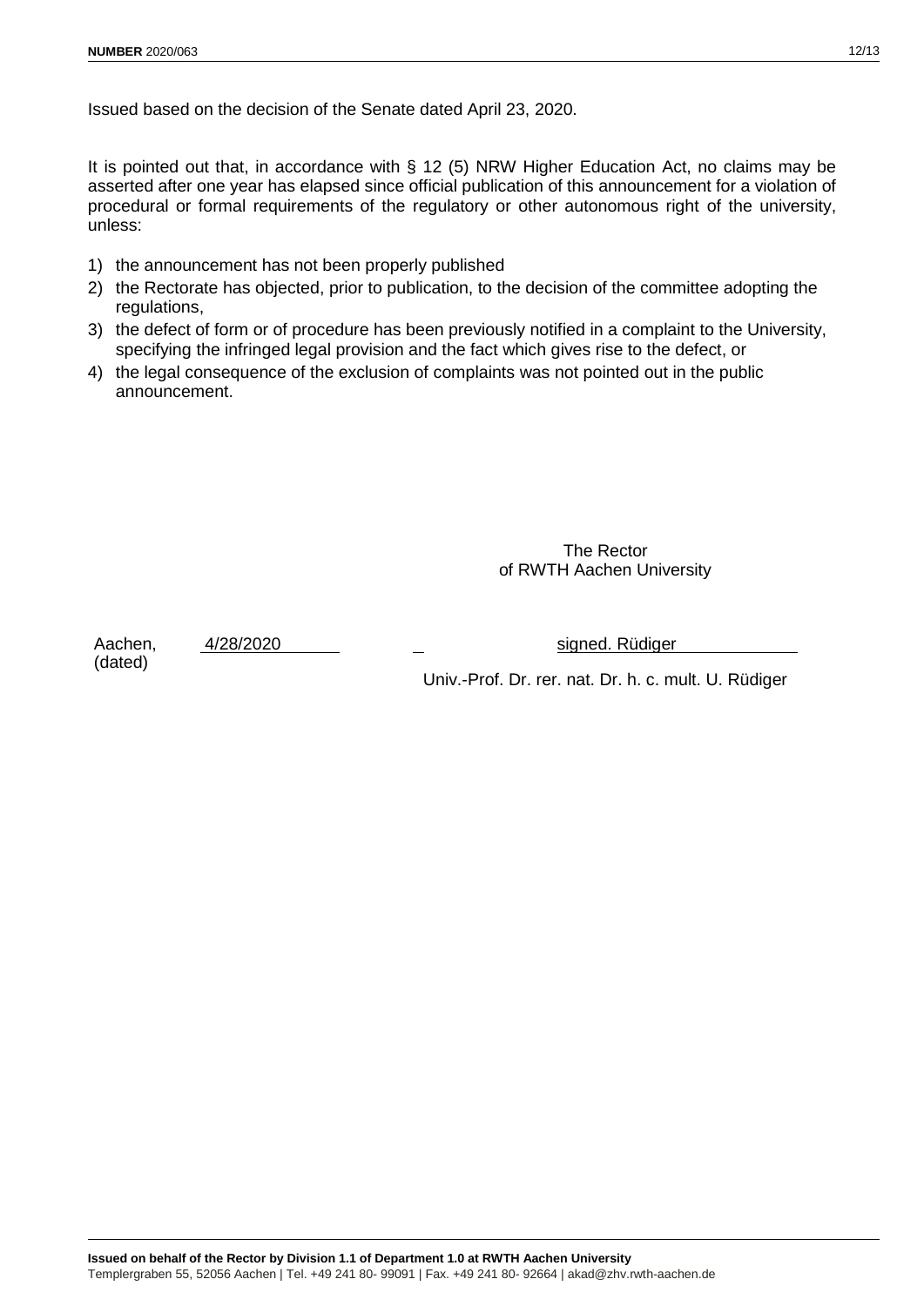Issued based on the decision of the Senate dated April 23, 2020.

It is pointed out that, in accordance with § 12 (5) NRW Higher Education Act, no claims may be asserted after one year has elapsed since official publication of this announcement for a violation of procedural or formal requirements of the regulatory or other autonomous right of the university, unless:

1) the announcement has not been properly published
2) the Rectorate has objected, prior to publication, to the decision of the committee adopting the regulations,
3) the defect of form or of procedure has been previously notified in a complaint to the University, specifying the infringed legal provision and the fact which gives rise to the defect, or
4) the legal consequence of the exclusion of complaints was not pointed out in the public announcement.

The Rector
of RWTH Aachen University

Aachen, (dated) 4/28/2020

signed. Rüdiger

Univ.-Prof. Dr. rer. nat. Dr. h. c. mult. U. Rüdiger

**Issued on behalf of the Rector by Division 1.1 of Department 1.0 at RWTH Aachen University**
Templergraben 55, 52056 Aachen | Tel. +49 241 80- 99091 | Fax. +49 241 80- 92664 | akad@zhv.rwth-aachen.de